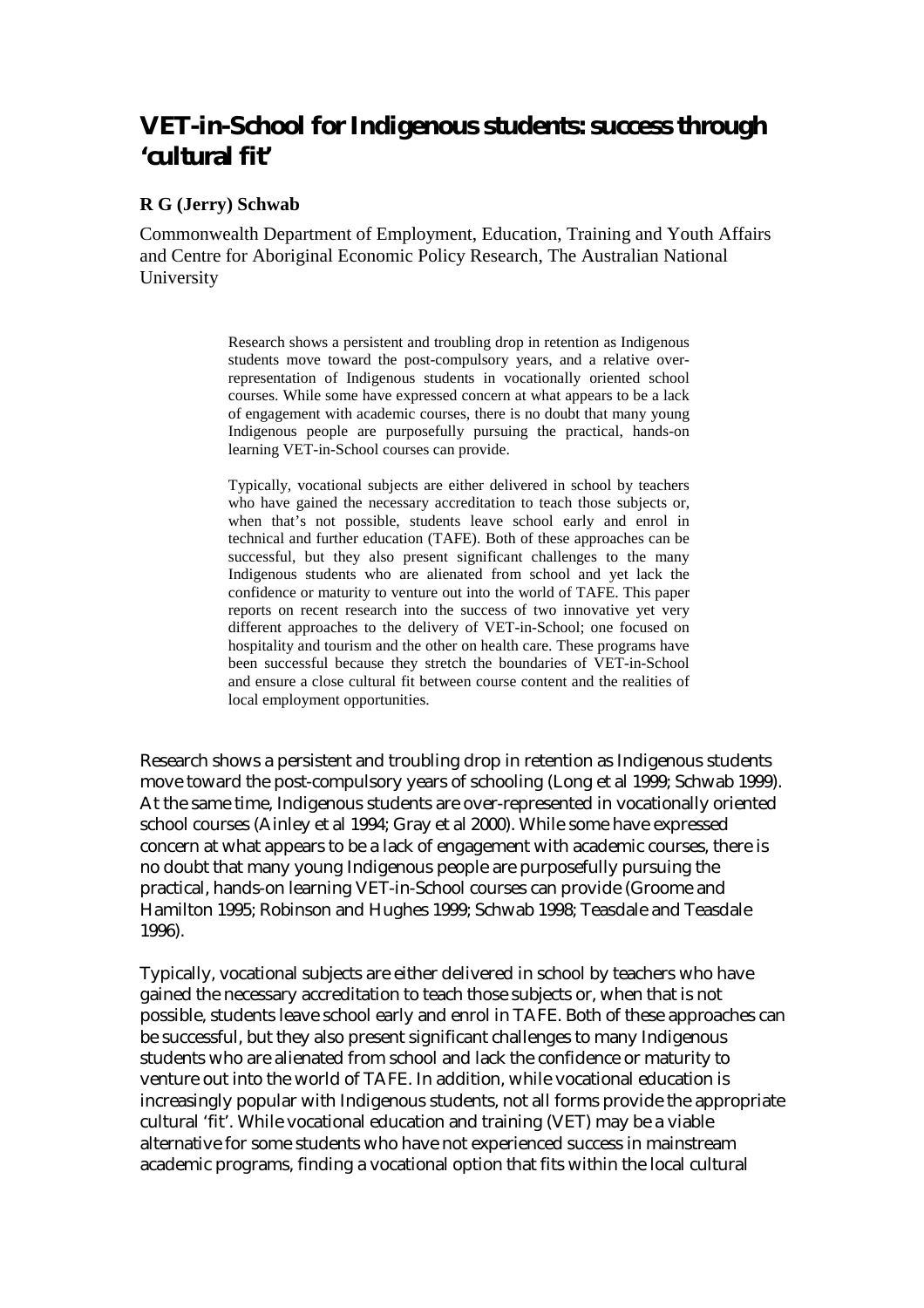# VET-in-School for Indigenous students: success through 'cultural fit'

**R G (Jerry) Schwab**

Commonwealth Department of Employment, Education, Training and Youth Affairs and Centre for Aboriginal Economic Policy Research, The Australian National University

> Research shows a persistent and troubling drop in retention as Indigenous students move toward the post-compulsory years, and a relative over-representation of Indigenous students in vocationally oriented school courses. While some have expressed concern at what appears to be a lack of engagement with academic courses, there is no doubt that many young Indigenous people are purposefully pursuing the practical, hands-on learning VET-in-School courses can provide.
>
> Typically, vocational subjects are either delivered in school by teachers who have gained the necessary accreditation to teach those subjects or, when that's not possible, students leave school early and enrol in technical and further education (TAFE). Both of these approaches can be successful, but they also present significant challenges to the many Indigenous students who are alienated from school and yet lack the confidence or maturity to venture out into the world of TAFE. This paper reports on recent research into the success of two innovative yet very different approaches to the delivery of VET-in-School; one focused on hospitality and tourism and the other on health care. These programs have been successful because they stretch the boundaries of VET-in-School and ensure a close cultural fit between course content and the realities of local employment opportunities.

Research shows a persistent and troubling drop in retention as Indigenous students move toward the post-compulsory years of schooling (Long et al 1999; Schwab 1999). At the same time, Indigenous students are over-represented in vocationally oriented school courses (Ainley et al 1994; Gray et al 2000). While some have expressed concern at what appears to be a lack of engagement with academic courses, there is no doubt that many young Indigenous people are purposefully pursuing the practical, hands-on learning VET-in-School courses can provide (Groome and Hamilton 1995; Robinson and Hughes 1999; Schwab 1998; Teasdale and Teasdale 1996).

Typically, vocational subjects are either delivered in school by teachers who have gained the necessary accreditation to teach those subjects or, when that is not possible, students leave school early and enrol in TAFE. Both of these approaches can be successful, but they also present significant challenges to many Indigenous students who are alienated from school and lack the confidence or maturity to venture out into the world of TAFE. In addition, while vocational education is increasingly popular with Indigenous students, not all forms provide the appropriate cultural 'fit'. While vocational education and training (VET) may be a viable alternative for some students who have not experienced success in mainstream academic programs, finding a vocational option that fits within the local cultural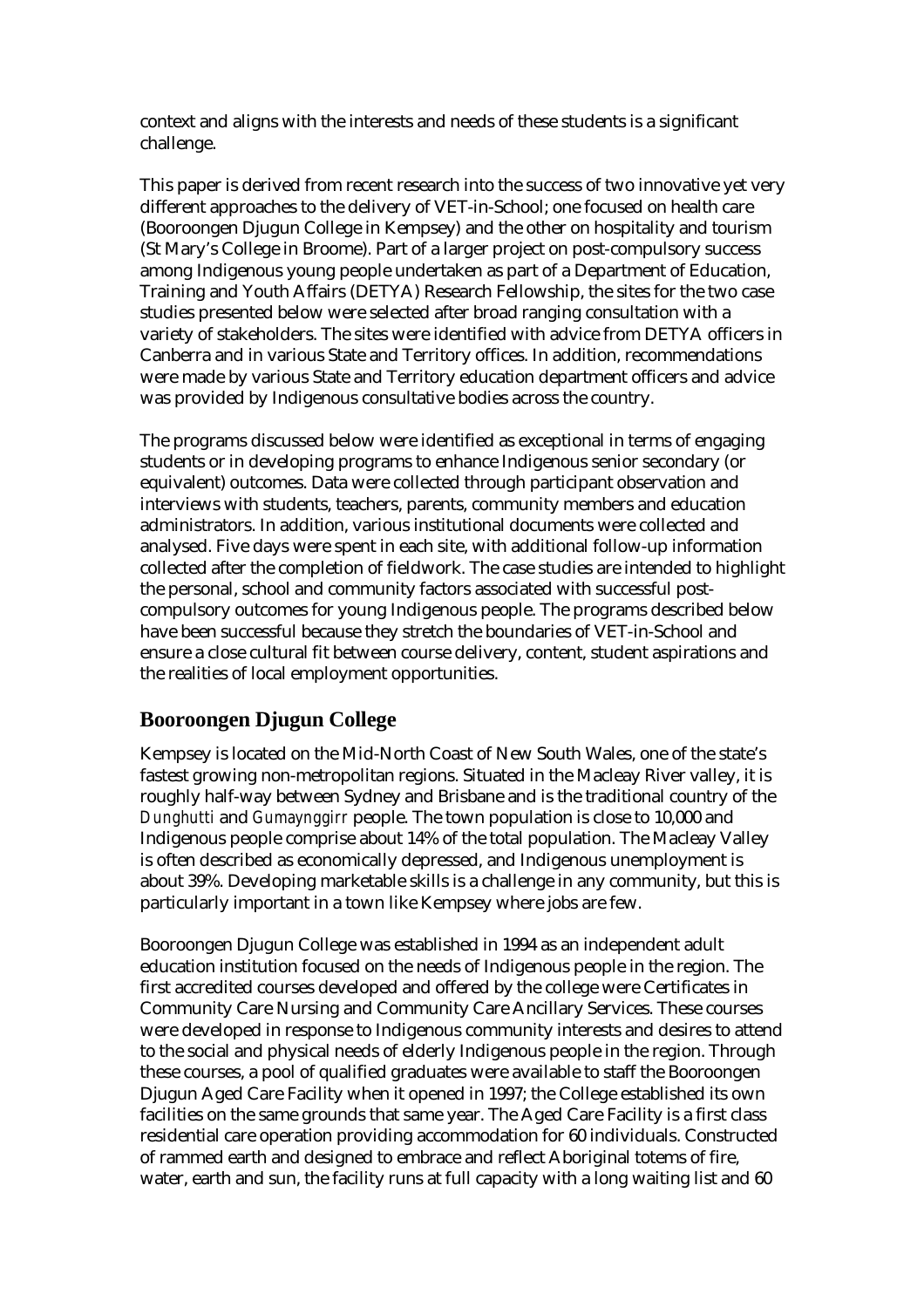context and aligns with the interests and needs of these students is a significant challenge.

This paper is derived from recent research into the success of two innovative yet very different approaches to the delivery of VET-in-School; one focused on health care (Booroongen Djugun College in Kempsey) and the other on hospitality and tourism (St Mary's College in Broome). Part of a larger project on post-compulsory success among Indigenous young people undertaken as part of a Department of Education, Training and Youth Affairs (DETYA) Research Fellowship, the sites for the two case studies presented below were selected after broad ranging consultation with a variety of stakeholders. The sites were identified with advice from DETYA officers in Canberra and in various State and Territory offices. In addition, recommendations were made by various State and Territory education department officers and advice was provided by Indigenous consultative bodies across the country.

The programs discussed below were identified as exceptional in terms of engaging students or in developing programs to enhance Indigenous senior secondary (or equivalent) outcomes. Data were collected through participant observation and interviews with students, teachers, parents, community members and education administrators. In addition, various institutional documents were collected and analysed. Five days were spent in each site, with additional follow-up information collected after the completion of fieldwork. The case studies are intended to highlight the personal, school and community factors associated with successful post-compulsory outcomes for young Indigenous people. The programs described below have been successful because they stretch the boundaries of VET-in-School and ensure a close cultural fit between course delivery, content, student aspirations and the realities of local employment opportunities.

## Booroongen Djugun College

Kempsey is located on the Mid-North Coast of New South Wales, one of the state's fastest growing non-metropolitan regions. Situated in the Macleay River valley, it is roughly half-way between Sydney and Brisbane and is the traditional country of the *Dunghutti* and *Gumaynggirr* people. The town population is close to 10,000 and Indigenous people comprise about 14% of the total population. The Macleay Valley is often described as economically depressed, and Indigenous unemployment is about 39%. Developing marketable skills is a challenge in any community, but this is particularly important in a town like Kempsey where jobs are few.

Booroongen Djugun College was established in 1994 as an independent adult education institution focused on the needs of Indigenous people in the region. The first accredited courses developed and offered by the college were Certificates in Community Care Nursing and Community Care Ancillary Services. These courses were developed in response to Indigenous community interests and desires to attend to the social and physical needs of elderly Indigenous people in the region. Through these courses, a pool of qualified graduates were available to staff the Booroongen Djugun Aged Care Facility when it opened in 1997; the College established its own facilities on the same grounds that same year. The Aged Care Facility is a first class residential care operation providing accommodation for 60 individuals. Constructed of rammed earth and designed to embrace and reflect Aboriginal totems of fire, water, earth and sun, the facility runs at full capacity with a long waiting list and 60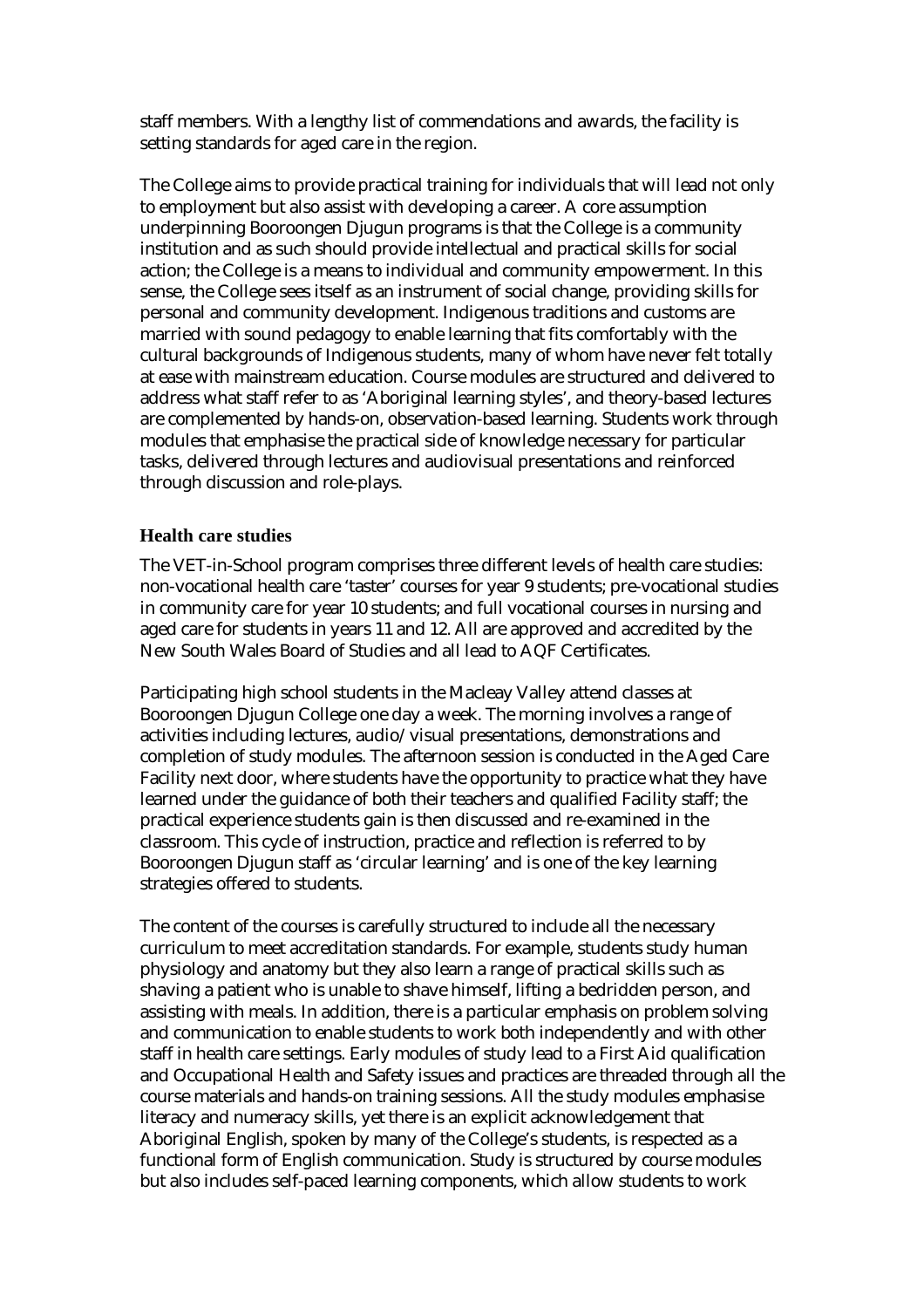staff members. With a lengthy list of commendations and awards, the facility is setting standards for aged care in the region.

The College aims to provide practical training for individuals that will lead not only to employment but also assist with developing a career. A core assumption underpinning Booroongen Djugun programs is that the College is a community institution and as such should provide intellectual and practical skills for social action; the College is a means to individual and community empowerment. In this sense, the College sees itself as an instrument of social change, providing skills for personal and community development. Indigenous traditions and customs are married with sound pedagogy to enable learning that fits comfortably with the cultural backgrounds of Indigenous students, many of whom have never felt totally at ease with mainstream education. Course modules are structured and delivered to address what staff refer to as 'Aboriginal learning styles', and theory-based lectures are complemented by hands-on, observation-based learning. Students work through modules that emphasise the practical side of knowledge necessary for particular tasks, delivered through lectures and audiovisual presentations and reinforced through discussion and role-plays.

### Health care studies

The VET-in-School program comprises three different levels of health care studies: non-vocational health care 'taster' courses for year 9 students; pre-vocational studies in community care for year 10 students; and full vocational courses in nursing and aged care for students in years 11 and 12. All are approved and accredited by the New South Wales Board of Studies and all lead to AQF Certificates.

Participating high school students in the Macleay Valley attend classes at Booroongen Djugun College one day a week. The morning involves a range of activities including lectures, audio/visual presentations, demonstrations and completion of study modules. The afternoon session is conducted in the Aged Care Facility next door, where students have the opportunity to practice what they have learned under the guidance of both their teachers and qualified Facility staff; the practical experience students gain is then discussed and re-examined in the classroom. This cycle of instruction, practice and reflection is referred to by Booroongen Djugun staff as 'circular learning' and is one of the key learning strategies offered to students.

The content of the courses is carefully structured to include all the necessary curriculum to meet accreditation standards. For example, students study human physiology and anatomy but they also learn a range of practical skills such as shaving a patient who is unable to shave himself, lifting a bedridden person, and assisting with meals. In addition, there is a particular emphasis on problem solving and communication to enable students to work both independently and with other staff in health care settings. Early modules of study lead to a First Aid qualification and Occupational Health and Safety issues and practices are threaded through all the course materials and hands-on training sessions. All the study modules emphasise literacy and numeracy skills, yet there is an explicit acknowledgement that Aboriginal English, spoken by many of the College's students, is respected as a functional form of English communication. Study is structured by course modules but also includes self-paced learning components, which allow students to work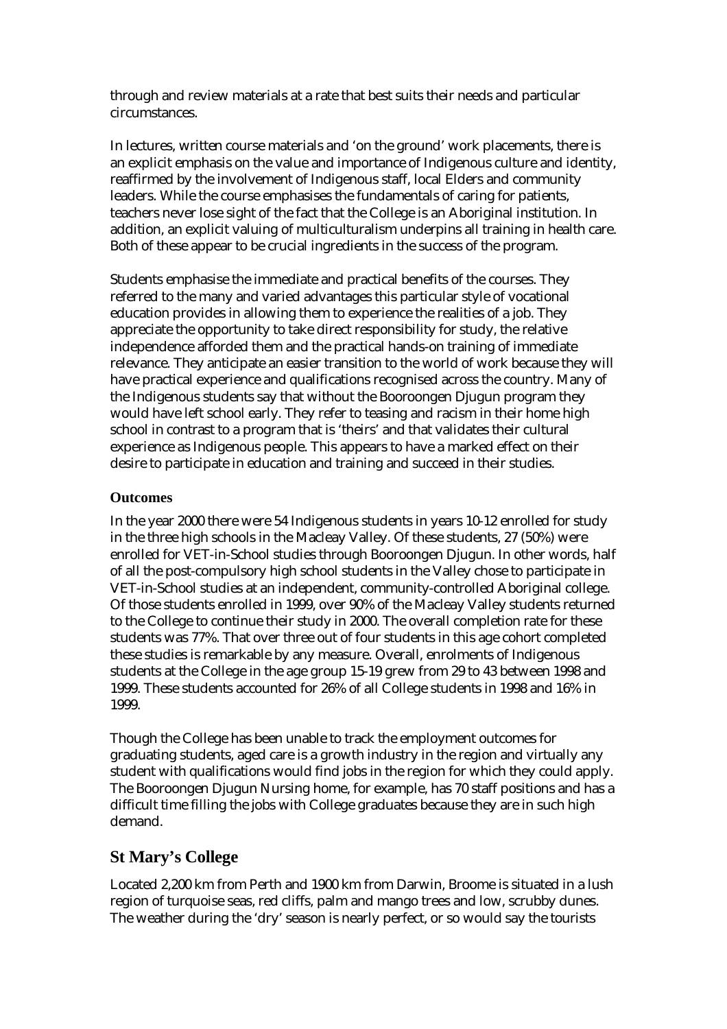through and review materials at a rate that best suits their needs and particular circumstances.

In lectures, written course materials and 'on the ground' work placements, there is an explicit emphasis on the value and importance of Indigenous culture and identity, reaffirmed by the involvement of Indigenous staff, local Elders and community leaders. While the course emphasises the fundamentals of caring for patients, teachers never lose sight of the fact that the College is an Aboriginal institution. In addition, an explicit valuing of multiculturalism underpins all training in health care. Both of these appear to be crucial ingredients in the success of the program.

Students emphasise the immediate and practical benefits of the courses. They referred to the many and varied advantages this particular style of vocational education provides in allowing them to experience the realities of a job. They appreciate the opportunity to take direct responsibility for study, the relative independence afforded them and the practical hands-on training of immediate relevance. They anticipate an easier transition to the world of work because they will have practical experience and qualifications recognised across the country. Many of the Indigenous students say that without the Booroongen Djugun program they would have left school early. They refer to teasing and racism in their home high school in contrast to a program that is 'theirs' and that validates their cultural experience as Indigenous people. This appears to have a marked effect on their desire to participate in education and training and succeed in their studies.

### Outcomes

In the year 2000 there were 54 Indigenous students in years 10-12 enrolled for study in the three high schools in the Macleay Valley. Of these students, 27 (50%) were enrolled for VET-in-School studies through Booroongen Djugun. In other words, half of all the post-compulsory high school students in the Valley chose to participate in VET-in-School studies at an independent, community-controlled Aboriginal college. Of those students enrolled in 1999, over 90% of the Macleay Valley students returned to the College to continue their study in 2000. The overall completion rate for these students was 77%. That over three out of four students in this age cohort completed these studies is remarkable by any measure. Overall, enrolments of Indigenous students at the College in the age group 15-19 grew from 29 to 43 between 1998 and 1999. These students accounted for 26% of all College students in 1998 and 16% in 1999.

Though the College has been unable to track the employment outcomes for graduating students, aged care is a growth industry in the region and virtually any student with qualifications would find jobs in the region for which they could apply. The Booroongen Djugun Nursing home, for example, has 70 staff positions and has a difficult time filling the jobs with College graduates because they are in such high demand.

## St Mary's College

Located 2,200 km from Perth and 1900 km from Darwin, Broome is situated in a lush region of turquoise seas, red cliffs, palm and mango trees and low, scrubby dunes. The weather during the 'dry' season is nearly perfect, or so would say the tourists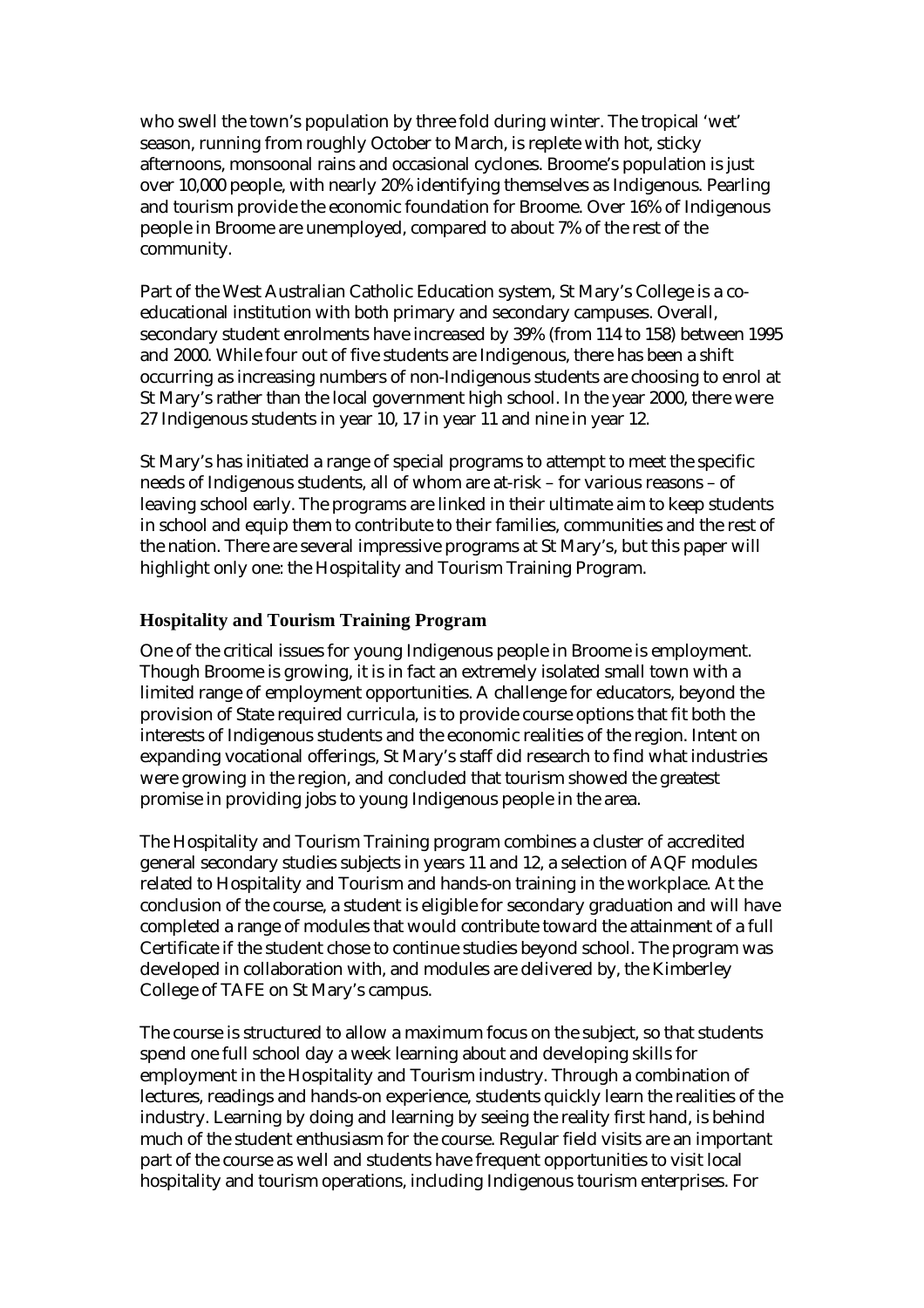who swell the town's population by three fold during winter. The tropical 'wet' season, running from roughly October to March, is replete with hot, sticky afternoons, monsoonal rains and occasional cyclones. Broome's population is just over 10,000 people, with nearly 20% identifying themselves as Indigenous. Pearling and tourism provide the economic foundation for Broome. Over 16% of Indigenous people in Broome are unemployed, compared to about 7% of the rest of the community.

Part of the West Australian Catholic Education system, St Mary's College is a co-educational institution with both primary and secondary campuses. Overall, secondary student enrolments have increased by 39% (from 114 to 158) between 1995 and 2000. While four out of five students are Indigenous, there has been a shift occurring as increasing numbers of non-Indigenous students are choosing to enrol at St Mary's rather than the local government high school. In the year 2000, there were 27 Indigenous students in year 10, 17 in year 11 and nine in year 12.

St Mary's has initiated a range of special programs to attempt to meet the specific needs of Indigenous students, all of whom are at-risk – for various reasons – of leaving school early. The programs are linked in their ultimate aim to keep students in school and equip them to contribute to their families, communities and the rest of the nation. There are several impressive programs at St Mary's, but this paper will highlight only one: the Hospitality and Tourism Training Program.

### Hospitality and Tourism Training Program

One of the critical issues for young Indigenous people in Broome is employment. Though Broome is growing, it is in fact an extremely isolated small town with a limited range of employment opportunities. A challenge for educators, beyond the provision of State required curricula, is to provide course options that fit both the interests of Indigenous students and the economic realities of the region. Intent on expanding vocational offerings, St Mary's staff did research to find what industries were growing in the region, and concluded that tourism showed the greatest promise in providing jobs to young Indigenous people in the area.

The Hospitality and Tourism Training program combines a cluster of accredited general secondary studies subjects in years 11 and 12, a selection of AQF modules related to Hospitality and Tourism and hands-on training in the workplace. At the conclusion of the course, a student is eligible for secondary graduation and will have completed a range of modules that would contribute toward the attainment of a full Certificate if the student chose to continue studies beyond school. The program was developed in collaboration with, and modules are delivered by, the Kimberley College of TAFE on St Mary's campus.

The course is structured to allow a maximum focus on the subject, so that students spend one full school day a week learning about and developing skills for employment in the Hospitality and Tourism industry. Through a combination of lectures, readings and hands-on experience, students quickly learn the realities of the industry. Learning by doing and learning by seeing the reality first hand, is behind much of the student enthusiasm for the course. Regular field visits are an important part of the course as well and students have frequent opportunities to visit local hospitality and tourism operations, including Indigenous tourism enterprises. For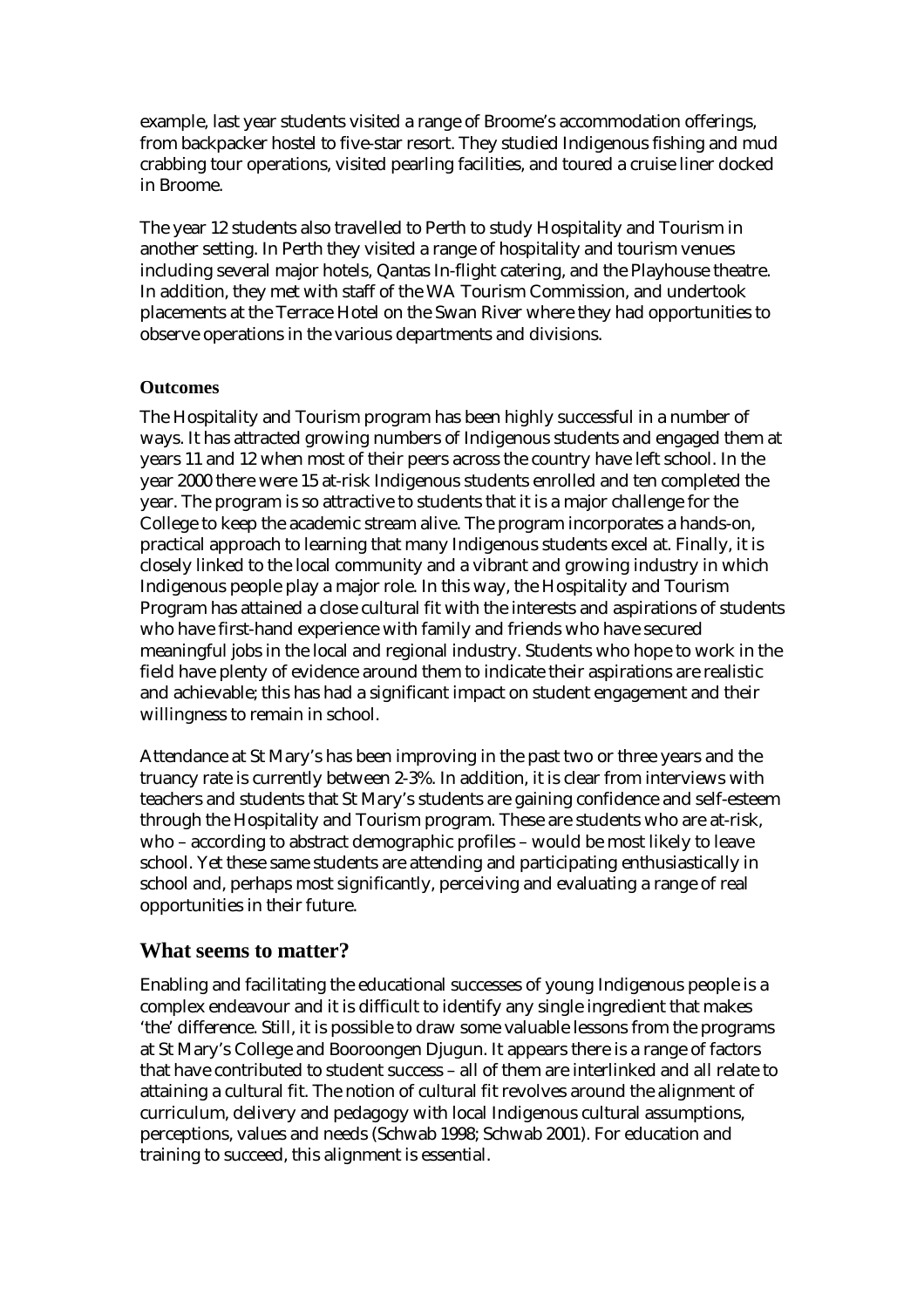example, last year students visited a range of Broome's accommodation offerings, from backpacker hostel to five-star resort. They studied Indigenous fishing and mud crabbing tour operations, visited pearling facilities, and toured a cruise liner docked in Broome.

The year 12 students also travelled to Perth to study Hospitality and Tourism in another setting. In Perth they visited a range of hospitality and tourism venues including several major hotels, Qantas In-flight catering, and the Playhouse theatre. In addition, they met with staff of the WA Tourism Commission, and undertook placements at the Terrace Hotel on the Swan River where they had opportunities to observe operations in the various departments and divisions.

### Outcomes

The Hospitality and Tourism program has been highly successful in a number of ways. It has attracted growing numbers of Indigenous students and engaged them at years 11 and 12 when most of their peers across the country have left school. In the year 2000 there were 15 at-risk Indigenous students enrolled and ten completed the year. The program is so attractive to students that it is a major challenge for the College to keep the academic stream alive. The program incorporates a hands-on, practical approach to learning that many Indigenous students excel at. Finally, it is closely linked to the local community and a vibrant and growing industry in which Indigenous people play a major role. In this way, the Hospitality and Tourism Program has attained a close cultural fit with the interests and aspirations of students who have first-hand experience with family and friends who have secured meaningful jobs in the local and regional industry. Students who hope to work in the field have plenty of evidence around them to indicate their aspirations are realistic and achievable; this has had a significant impact on student engagement and their willingness to remain in school.

Attendance at St Mary's has been improving in the past two or three years and the truancy rate is currently between 2-3%. In addition, it is clear from interviews with teachers and students that St Mary's students are gaining confidence and self-esteem through the Hospitality and Tourism program. These are students who are at-risk, who – according to abstract demographic profiles – would be most likely to leave school. Yet these same students are attending and participating enthusiastically in school and, perhaps most significantly, perceiving and evaluating a range of real opportunities in their future.

## What seems to matter?

Enabling and facilitating the educational successes of young Indigenous people is a complex endeavour and it is difficult to identify any single ingredient that makes 'the' difference. Still, it is possible to draw some valuable lessons from the programs at St Mary's College and Booroongen Djugun. It appears there is a range of factors that have contributed to student success – all of them are interlinked and all relate to attaining a cultural fit. The notion of cultural fit revolves around the alignment of curriculum, delivery and pedagogy with local Indigenous cultural assumptions, perceptions, values and needs (Schwab 1998; Schwab 2001). For education and training to succeed, this alignment is essential.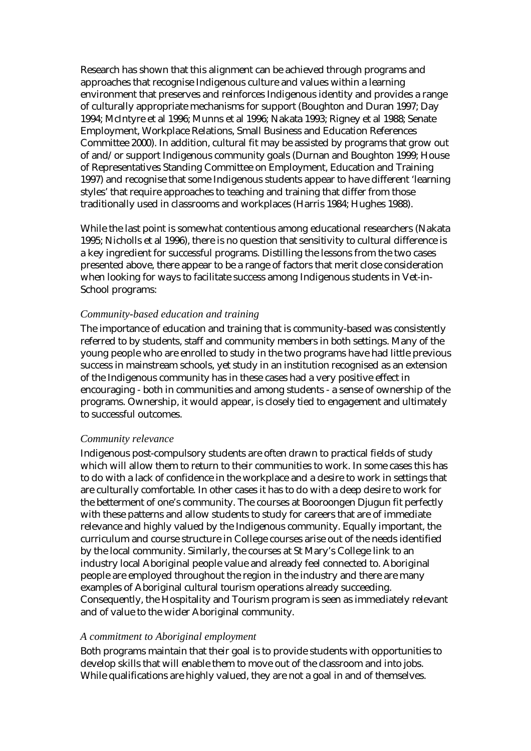Research has shown that this alignment can be achieved through programs and approaches that recognise Indigenous culture and values within a learning environment that preserves and reinforces Indigenous identity and provides a range of culturally appropriate mechanisms for support (Boughton and Duran 1997; Day 1994; McIntyre et al 1996; Munns et al 1996; Nakata 1993; Rigney et al 1988; Senate Employment, Workplace Relations, Small Business and Education References Committee 2000). In addition, cultural fit may be assisted by programs that grow out of and/or support Indigenous community goals (Durnan and Boughton 1999; House of Representatives Standing Committee on Employment, Education and Training 1997) and recognise that some Indigenous students appear to have different 'learning styles' that require approaches to teaching and training that differ from those traditionally used in classrooms and workplaces (Harris 1984; Hughes 1988).

While the last point is somewhat contentious among educational researchers (Nakata 1995; Nicholls et al 1996), there is no question that sensitivity to cultural difference is a key ingredient for successful programs. Distilling the lessons from the two cases presented above, there appear to be a range of factors that merit close consideration when looking for ways to facilitate success among Indigenous students in Vet-in-School programs:

*Community-based education and training*

The importance of education and training that is community-based was consistently referred to by students, staff and community members in both settings. Many of the young people who are enrolled to study in the two programs have had little previous success in mainstream schools, yet study in an institution recognised as an extension of the Indigenous community has in these cases had a very positive effect in encouraging - both in communities and among students - a sense of ownership of the programs. Ownership, it would appear, is closely tied to engagement and ultimately to successful outcomes.

*Community relevance*

Indigenous post-compulsory students are often drawn to practical fields of study which will allow them to return to their communities to work. In some cases this has to do with a lack of confidence in the workplace and a desire to work in settings that are culturally comfortable. In other cases it has to do with a deep desire to work for the betterment of one's community. The courses at Booroongen Djugun fit perfectly with these patterns and allow students to study for careers that are of immediate relevance and highly valued by the Indigenous community. Equally important, the curriculum and course structure in College courses arise out of the needs identified by the local community. Similarly, the courses at St Mary's College link to an industry local Aboriginal people value and already feel connected to. Aboriginal people are employed throughout the region in the industry and there are many examples of Aboriginal cultural tourism operations already succeeding. Consequently, the Hospitality and Tourism program is seen as immediately relevant and of value to the wider Aboriginal community.

*A commitment to Aboriginal employment*

Both programs maintain that their goal is to provide students with opportunities to develop skills that will enable them to move out of the classroom and into jobs. While qualifications are highly valued, they are not a goal in and of themselves.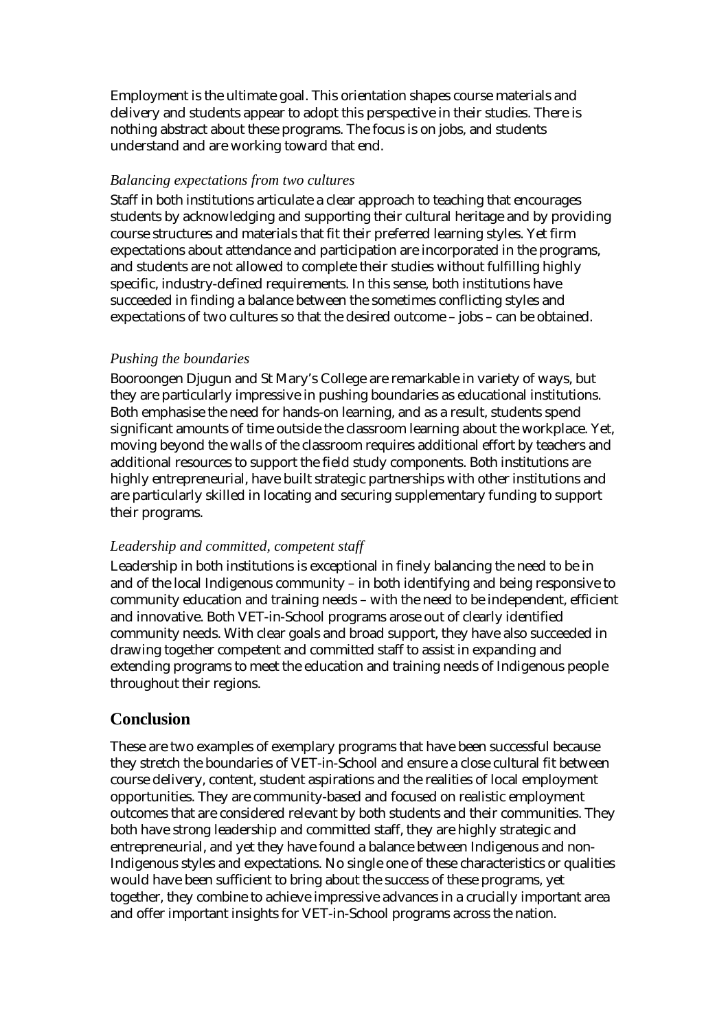Employment is the ultimate goal. This orientation shapes course materials and delivery and students appear to adopt this perspective in their studies. There is nothing abstract about these programs. The focus is on jobs, and students understand and are working toward that end.

### *Balancing expectations from two cultures*

Staff in both institutions articulate a clear approach to teaching that encourages students by acknowledging and supporting their cultural heritage and by providing course structures and materials that fit their preferred learning styles. Yet firm expectations about attendance and participation are incorporated in the programs, and students are not allowed to complete their studies without fulfilling highly specific, industry-defined requirements. In this sense, both institutions have succeeded in finding a balance between the sometimes conflicting styles and expectations of two cultures so that the desired outcome – jobs – can be obtained.

### *Pushing the boundaries*

Booroongen Djugun and St Mary's College are remarkable in variety of ways, but they are particularly impressive in pushing boundaries as educational institutions. Both emphasise the need for hands-on learning, and as a result, students spend significant amounts of time outside the classroom learning about the workplace. Yet, moving beyond the walls of the classroom requires additional effort by teachers and additional resources to support the field study components. Both institutions are highly entrepreneurial, have built strategic partnerships with other institutions and are particularly skilled in locating and securing supplementary funding to support their programs.

### *Leadership and committed, competent staff*

Leadership in both institutions is exceptional in finely balancing the need to be in and of the local Indigenous community – in both identifying and being responsive to community education and training needs – with the need to be independent, efficient and innovative. Both VET-in-School programs arose out of clearly identified community needs. With clear goals and broad support, they have also succeeded in drawing together competent and committed staff to assist in expanding and extending programs to meet the education and training needs of Indigenous people throughout their regions.

## Conclusion

These are two examples of exemplary programs that have been successful because they stretch the boundaries of VET-in-School and ensure a close cultural fit between course delivery, content, student aspirations and the realities of local employment opportunities. They are community-based and focused on realistic employment outcomes that are considered relevant by both students and their communities. They both have strong leadership and committed staff, they are highly strategic and entrepreneurial, and yet they have found a balance between Indigenous and non-Indigenous styles and expectations. No single one of these characteristics or qualities would have been sufficient to bring about the success of these programs, yet together, they combine to achieve impressive advances in a crucially important area and offer important insights for VET-in-School programs across the nation.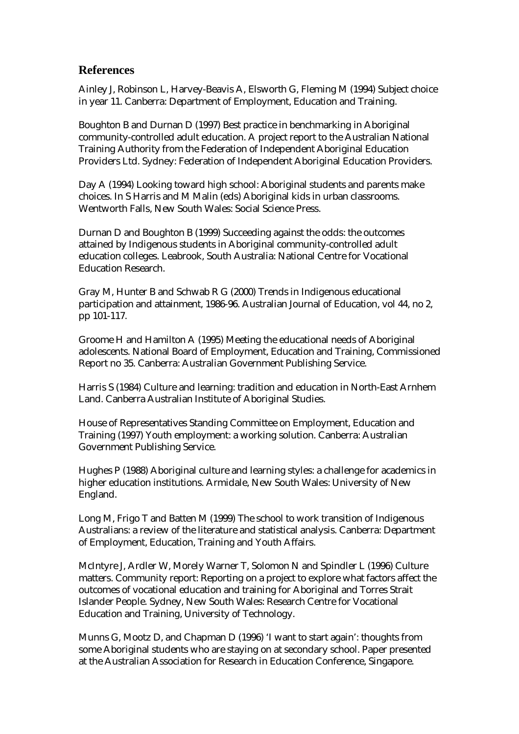## References

Ainley J, Robinson L, Harvey-Beavis A, Elsworth G, Fleming M (1994) Subject choice in year 11. Canberra: Department of Employment, Education and Training.

Boughton B and Durnan D (1997) Best practice in benchmarking in Aboriginal community-controlled adult education. A project report to the Australian National Training Authority from the Federation of Independent Aboriginal Education Providers Ltd. Sydney: Federation of Independent Aboriginal Education Providers.

Day A (1994) Looking toward high school: Aboriginal students and parents make choices. In S Harris and M Malin (eds) Aboriginal kids in urban classrooms. Wentworth Falls, New South Wales: Social Science Press.

Durnan D and Boughton B (1999) Succeeding against the odds: the outcomes attained by Indigenous students in Aboriginal community-controlled adult education colleges. Leabrook, South Australia: National Centre for Vocational Education Research.

Gray M, Hunter B and Schwab R G (2000) Trends in Indigenous educational participation and attainment, 1986-96. Australian Journal of Education, vol 44, no 2, pp 101-117.

Groome H and Hamilton A (1995) Meeting the educational needs of Aboriginal adolescents. National Board of Employment, Education and Training, Commissioned Report no 35. Canberra: Australian Government Publishing Service.

Harris S (1984) Culture and learning: tradition and education in North-East Arnhem Land. Canberra Australian Institute of Aboriginal Studies.

House of Representatives Standing Committee on Employment, Education and Training (1997) Youth employment: a working solution. Canberra: Australian Government Publishing Service.

Hughes P (1988) Aboriginal culture and learning styles: a challenge for academics in higher education institutions. Armidale, New South Wales: University of New England.

Long M, Frigo T and Batten M (1999) The school to work transition of Indigenous Australians: a review of the literature and statistical analysis. Canberra: Department of Employment, Education, Training and Youth Affairs.

McIntyre J, Ardler W, Morely Warner T, Solomon N and Spindler L (1996) Culture matters. Community report: Reporting on a project to explore what factors affect the outcomes of vocational education and training for Aboriginal and Torres Strait Islander People. Sydney, New South Wales: Research Centre for Vocational Education and Training, University of Technology.

Munns G, Mootz D, and Chapman D (1996) 'I want to start again': thoughts from some Aboriginal students who are staying on at secondary school. Paper presented at the Australian Association for Research in Education Conference, Singapore.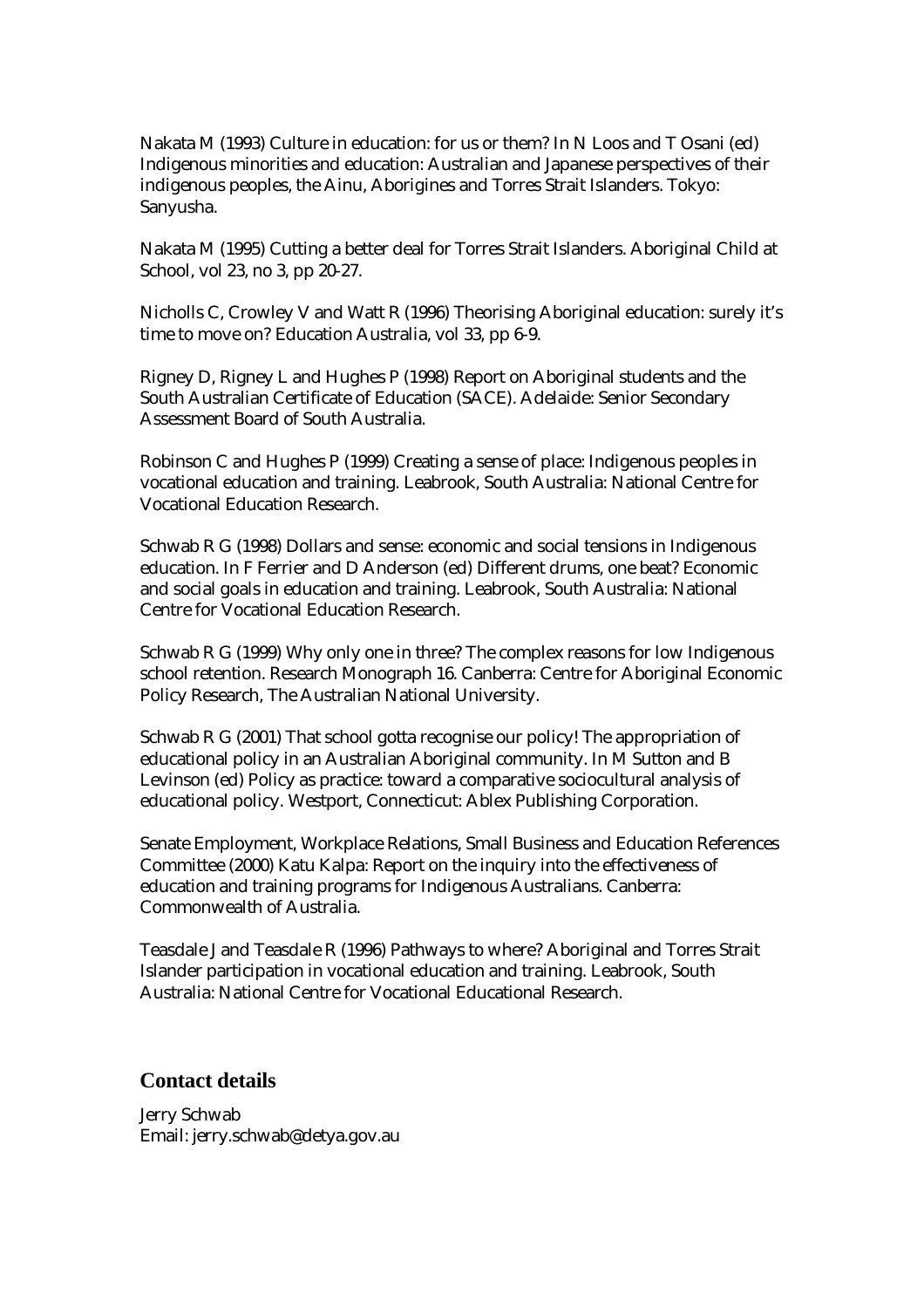Nakata M (1993) Culture in education: for us or them? In N Loos and T Osani (ed) Indigenous minorities and education: Australian and Japanese perspectives of their indigenous peoples, the Ainu, Aborigines and Torres Strait Islanders. Tokyo: Sanyusha.

Nakata M (1995) Cutting a better deal for Torres Strait Islanders. Aboriginal Child at School, vol 23, no 3, pp 20-27.

Nicholls C, Crowley V and Watt R (1996) Theorising Aboriginal education: surely it's time to move on? Education Australia, vol 33, pp 6-9.

Rigney D, Rigney L and Hughes P (1998) Report on Aboriginal students and the South Australian Certificate of Education (SACE). Adelaide: Senior Secondary Assessment Board of South Australia.

Robinson C and Hughes P (1999) Creating a sense of place: Indigenous peoples in vocational education and training. Leabrook, South Australia: National Centre for Vocational Education Research.

Schwab R G (1998) Dollars and sense: economic and social tensions in Indigenous education. In F Ferrier and D Anderson (ed) Different drums, one beat? Economic and social goals in education and training. Leabrook, South Australia: National Centre for Vocational Education Research.

Schwab R G (1999) Why only one in three? The complex reasons for low Indigenous school retention. Research Monograph 16. Canberra: Centre for Aboriginal Economic Policy Research, The Australian National University.

Schwab R G (2001) That school gotta recognise our policy! The appropriation of educational policy in an Australian Aboriginal community. In M Sutton and B Levinson (ed) Policy as practice: toward a comparative sociocultural analysis of educational policy. Westport, Connecticut: Ablex Publishing Corporation.

Senate Employment, Workplace Relations, Small Business and Education References Committee (2000) Katu Kalpa: Report on the inquiry into the effectiveness of education and training programs for Indigenous Australians. Canberra: Commonwealth of Australia.

Teasdale J and Teasdale R (1996) Pathways to where? Aboriginal and Torres Strait Islander participation in vocational education and training. Leabrook, South Australia: National Centre for Vocational Educational Research.

## Contact details

Jerry Schwab
Email: jerry.schwab@detya.gov.au